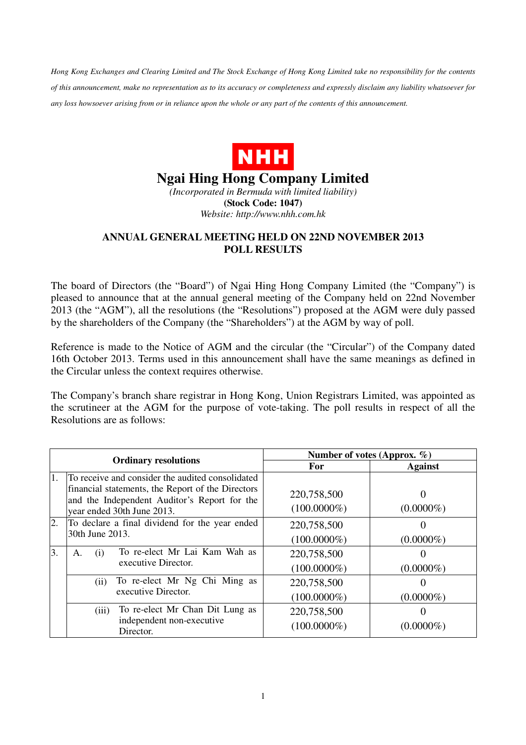*Hong Kong Exchanges and Clearing Limited and The Stock Exchange of Hong Kong Limited take no responsibility for the contents of this announcement, make no representation as to its accuracy or completeness and expressly disclaim any liability whatsoever for any loss howsoever arising from or in reliance upon the whole or any part of the contents of this announcement.*

**NHH**

# Ngai Hing Hong Company Limited

*(Incorporated in Bermuda with limited liability)*

**(Stock Code: 1047)**

*Website: http://www.nhh.com.hk*

## ANNUAL GENERAL MEETING HELD ON 22ND NOVEMBER 2013 POLL RESULTS

The board of Directors (the "Board") of Ngai Hing Hong Company Limited (the "Company") is pleased to announce that at the annual general meeting of the Company held on 22nd November 2013 (the "AGM"), all the resolutions (the "Resolutions") proposed at the AGM were duly passed by the shareholders of the Company (the "Shareholders") at the AGM by way of poll.

Reference is made to the Notice of AGM and the circular (the "Circular") of the Company dated 16th October 2013. Terms used in this announcement shall have the same meanings as defined in the Circular unless the context requires otherwise.

The Company's branch share registrar in Hong Kong, Union Registrars Limited, was appointed as the scrutineer at the AGM for the purpose of vote-taking. The poll results in respect of all the Resolutions are as follows:

| | Ordinary resolutions | Number of votes (Approx. %) | |
|---|---|---|---|
| | | **For** | **Against** |
| 1. | To receive and consider the audited consolidated financial statements, the Report of the Directors and the Independent Auditor's Report for the year ended 30th June 2013. | 220,758,500 (100.0000%) | 0 (0.0000%) |
| 2. | To declare a final dividend for the year ended 30th June 2013. | 220,758,500 (100.0000%) | 0 (0.0000%) |
| 3. | A. (i) To re-elect Mr Lai Kam Wah as executive Director. | 220,758,500 (100.0000%) | 0 (0.0000%) |
| | (ii) To re-elect Mr Ng Chi Ming as executive Director. | 220,758,500 (100.0000%) | 0 (0.0000%) |
| | (iii) To re-elect Mr Chan Dit Lung as independent non-executive Director. | 220,758,500 (100.0000%) | 0 (0.0000%) |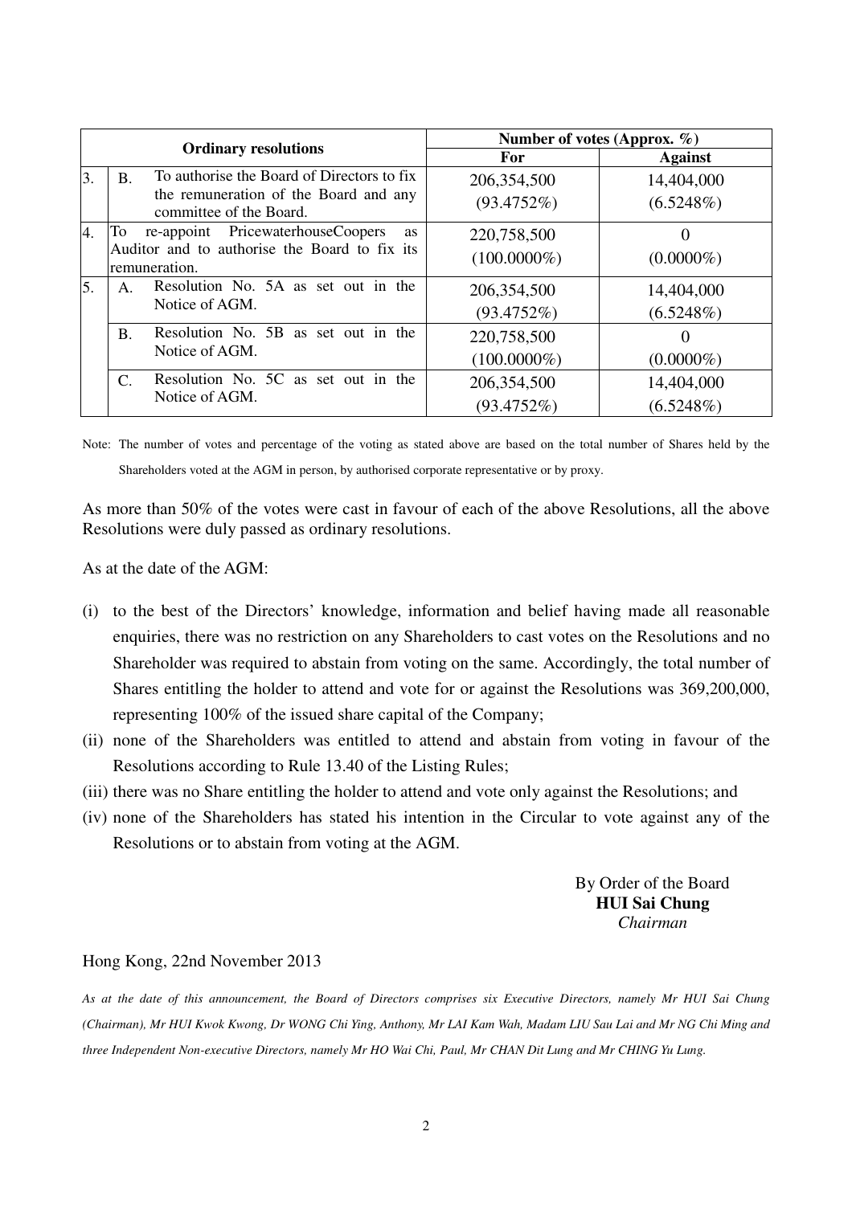| Ordinary resolutions | | | Number of votes (Approx. %) | |
|---|---|---|---|---|
| | | | For | Against |
| 3. | B. | To authorise the Board of Directors to fix the remuneration of the Board and any committee of the Board. | 206,354,500 (93.4752%) | 14,404,000 (6.5248%) |
| 4. | To re-appoint PricewaterhouseCoopers as Auditor and to authorise the Board to fix its remuneration. | | 220,758,500 (100.0000%) | 0 (0.0000%) |
| 5. | A. | Resolution No. 5A as set out in the Notice of AGM. | 206,354,500 (93.4752%) | 14,404,000 (6.5248%) |
| | B. | Resolution No. 5B as set out in the Notice of AGM. | 220,758,500 (100.0000%) | 0 (0.0000%) |
| | C. | Resolution No. 5C as set out in the Notice of AGM. | 206,354,500 (93.4752%) | 14,404,000 (6.5248%) |

Note: The number of votes and percentage of the voting as stated above are based on the total number of Shares held by the Shareholders voted at the AGM in person, by authorised corporate representative or by proxy.

As more than 50% of the votes were cast in favour of each of the above Resolutions, all the above Resolutions were duly passed as ordinary resolutions.

As at the date of the AGM:

(i) to the best of the Directors' knowledge, information and belief having made all reasonable enquiries, there was no restriction on any Shareholders to cast votes on the Resolutions and no Shareholder was required to abstain from voting on the same. Accordingly, the total number of Shares entitling the holder to attend and vote for or against the Resolutions was 369,200,000, representing 100% of the issued share capital of the Company;

(ii) none of the Shareholders was entitled to attend and abstain from voting in favour of the Resolutions according to Rule 13.40 of the Listing Rules;

(iii) there was no Share entitling the holder to attend and vote only against the Resolutions; and

(iv) none of the Shareholders has stated his intention in the Circular to vote against any of the Resolutions or to abstain from voting at the AGM.

By Order of the Board
**HUI Sai Chung**
*Chairman*

Hong Kong, 22nd November 2013

*As at the date of this announcement, the Board of Directors comprises six Executive Directors, namely Mr HUI Sai Chung (Chairman), Mr HUI Kwok Kwong, Dr WONG Chi Ying, Anthony, Mr LAI Kam Wah, Madam LIU Sau Lai and Mr NG Chi Ming and three Independent Non-executive Directors, namely Mr HO Wai Chi, Paul, Mr CHAN Dit Lung and Mr CHING Yu Lung.*